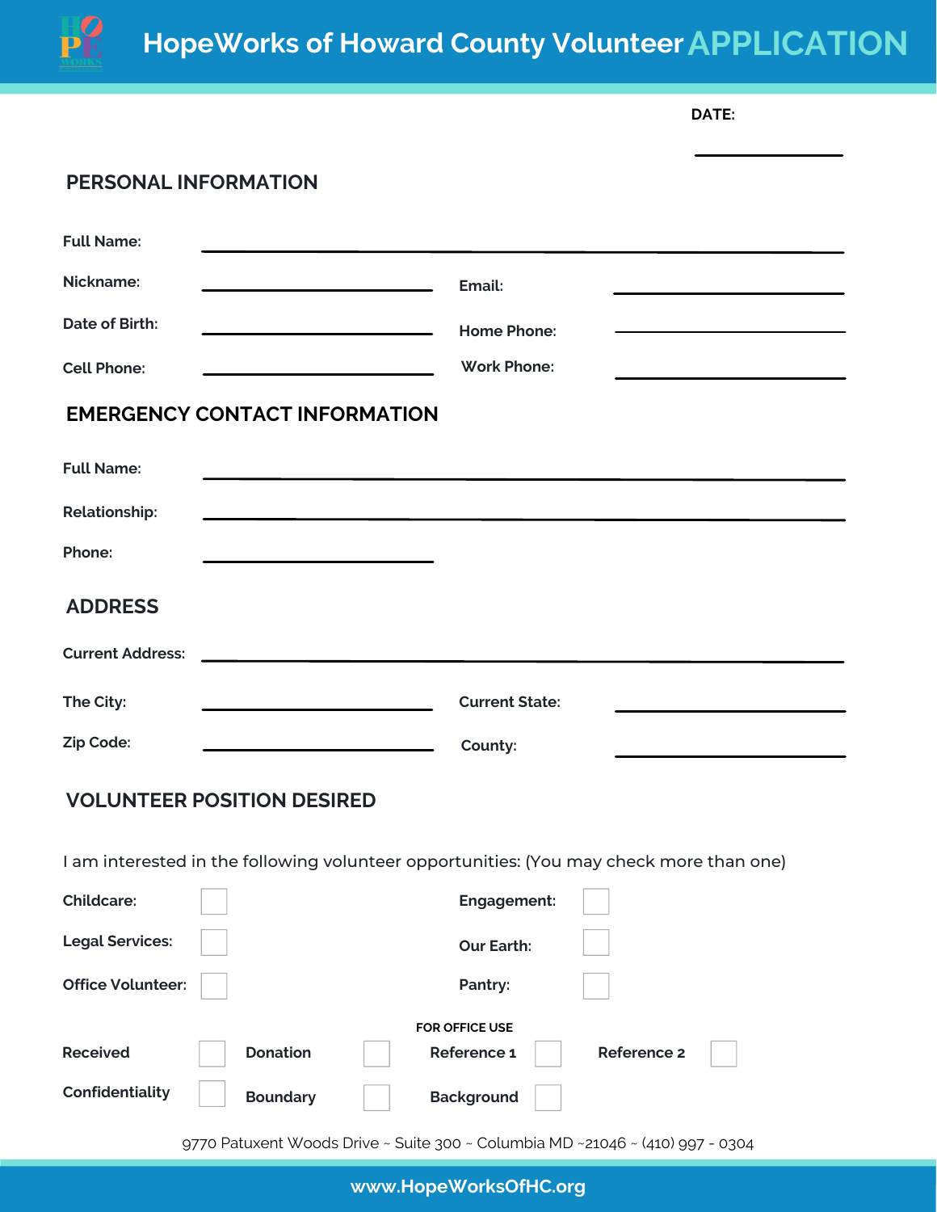# HopeWorks of Howard County Volunteer APPLICATION

**DATE:** ____________

## PERSONAL INFORMATION

**Full Name:** ____________________________________________

**Nickname:** ____________________ **Email:** ____________________

**Date of Birth:** ____________________ **Home Phone:** ____________________

**Cell Phone:** ____________________ **Work Phone:** ____________________

## EMERGENCY CONTACT INFORMATION

**Full Name:** ____________________________________________

**Relationship:** ____________________________________________

**Phone:** ____________________

## ADDRESS

**Current Address:** ____________________________________________

**The City:** ____________________ **Current State:** ____________________

**Zip Code:** ____________________ **County:** ____________________

## VOLUNTEER POSITION DESIRED

I am interested in the following volunteer opportunities: (You may check more than one)

- **Childcare:** ☐
- **Legal Services:** ☐
- **Office Volunteer:** ☐
- **Engagement:** ☐
- **Our Earth:** ☐
- **Pantry:** ☐

**FOR OFFICE USE**

| | | | | | | | |
|---|---|---|---|---|---|---|---|
| **Received** | ☐ | **Donation** | ☐ | **Reference 1** | ☐ | **Reference 2** | ☐ |
| **Confidentiality** | ☐ | **Boundary** | ☐ | **Background** | ☐ | | |

9770 Patuxent Woods Drive ~ Suite 300 ~ Columbia MD ~21046 ~ (410) 997 - 0304

www.HopeWorksOfHC.org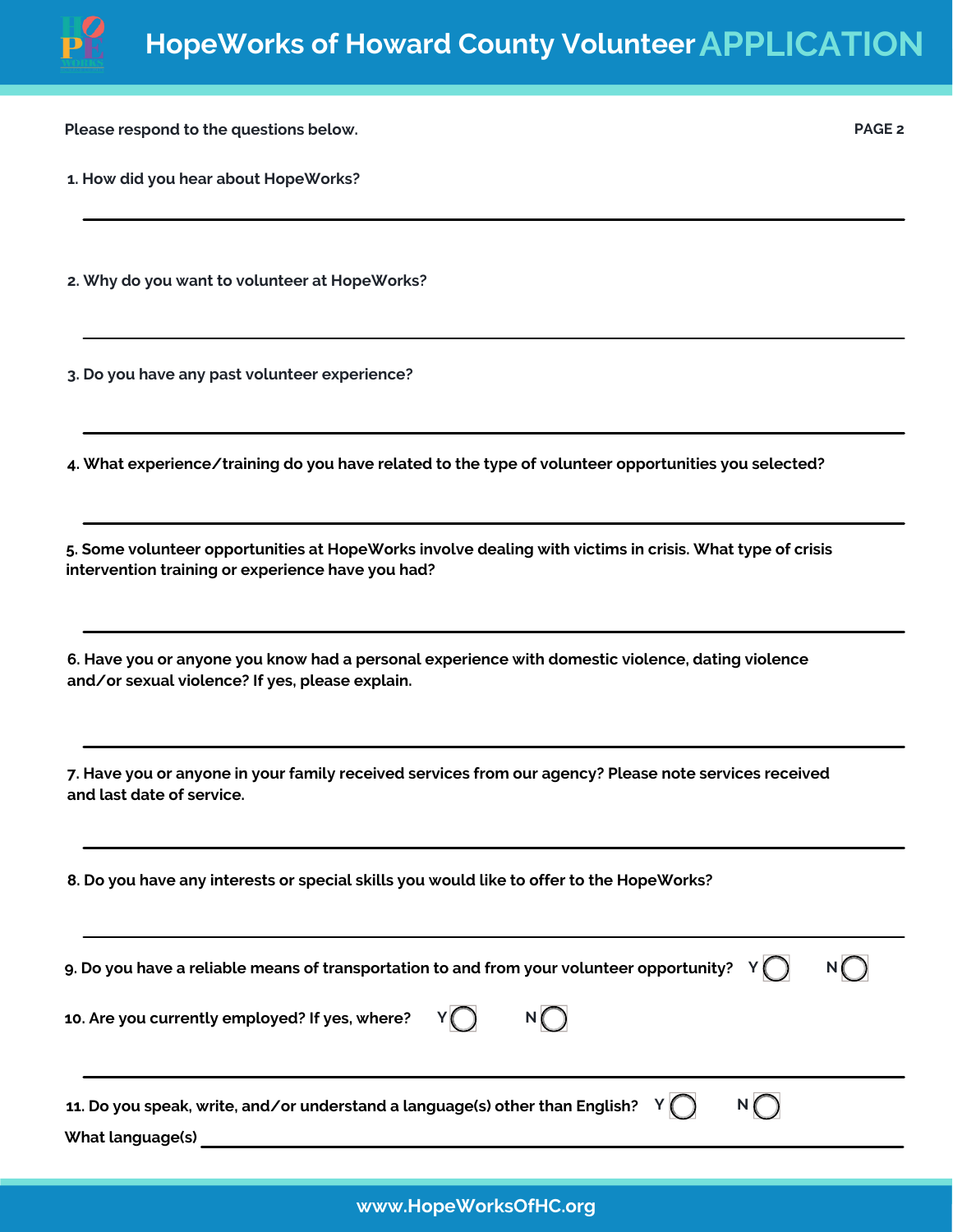# HopeWorks of Howard County Volunteer APPLICATION

**Please respond to the questions below.**

**1. How did you hear about HopeWorks?**

______________________________________________

**2. Why do you want to volunteer at HopeWorks?**

______________________________________________

**3. Do you have any past volunteer experience?**

______________________________________________

**4. What experience/training do you have related to the type of volunteer opportunities you selected?**

______________________________________________

**5. Some volunteer opportunities at HopeWorks involve dealing with victims in crisis. What type of crisis intervention training or experience have you had?**

______________________________________________

**6. Have you or anyone you know had a personal experience with domestic violence, dating violence and/or sexual violence? If yes, please explain.**

______________________________________________

**7. Have you or anyone in your family received services from our agency? Please note services received and last date of service.**

______________________________________________

**8. Do you have any interests or special skills you would like to offer to the HopeWorks?**

______________________________________________

**9. Do you have a reliable means of transportation to and from your volunteer opportunity?** Y ◯ N ◯

**10. Are you currently employed? If yes, where?** Y ◯ N ◯

______________________________________________

**11. Do you speak, write, and/or understand a language(s) other than English?** Y ◯ N ◯

**What language(s)** ______________________________________________

www.HopeWorksOfHC.org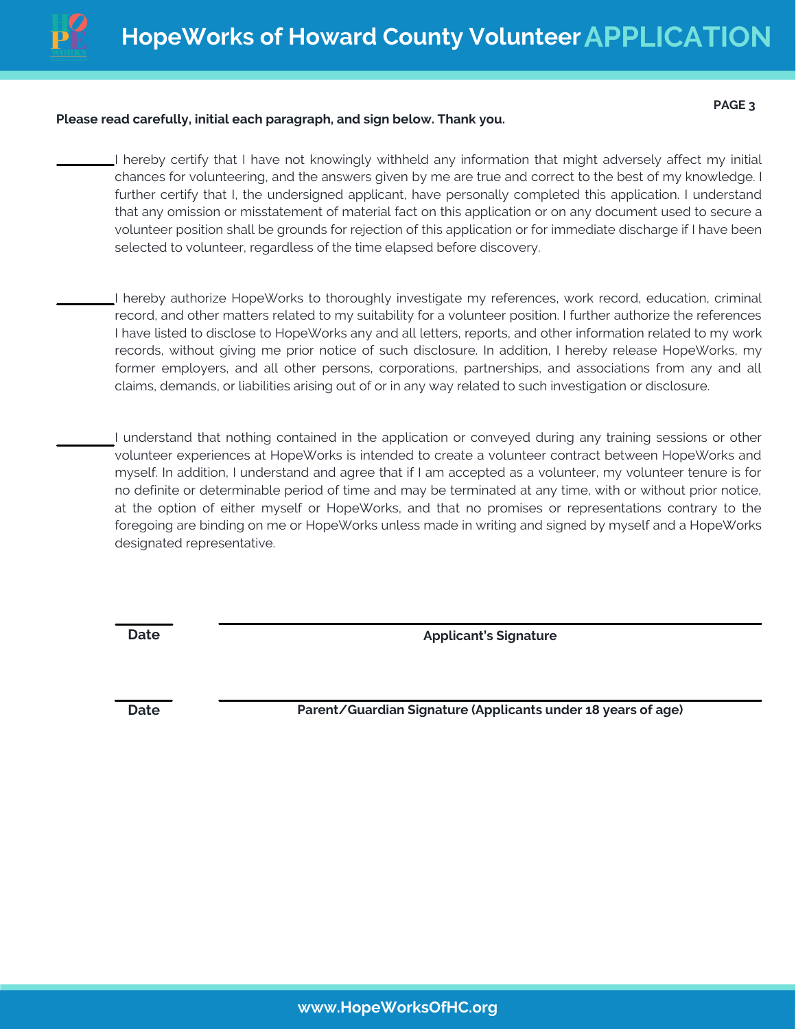# HopeWorks of Howard County Volunteer APPLICATION

**PAGE 3**

**Please read carefully, initial each paragraph, and sign below. Thank you.**

________ I hereby certify that I have not knowingly withheld any information that might adversely affect my initial chances for volunteering, and the answers given by me are true and correct to the best of my knowledge. I further certify that I, the undersigned applicant, have personally completed this application. I understand that any omission or misstatement of material fact on this application or on any document used to secure a volunteer position shall be grounds for rejection of this application or for immediate discharge if I have been selected to volunteer, regardless of the time elapsed before discovery.

________ I hereby authorize HopeWorks to thoroughly investigate my references, work record, education, criminal record, and other matters related to my suitability for a volunteer position. I further authorize the references I have listed to disclose to HopeWorks any and all letters, reports, and other information related to my work records, without giving me prior notice of such disclosure. In addition, I hereby release HopeWorks, my former employers, and all other persons, corporations, partnerships, and associations from any and all claims, demands, or liabilities arising out of or in any way related to such investigation or disclosure.

________ I understand that nothing contained in the application or conveyed during any training sessions or other volunteer experiences at HopeWorks is intended to create a volunteer contract between HopeWorks and myself. In addition, I understand and agree that if I am accepted as a volunteer, my volunteer tenure is for no definite or determinable period of time and may be terminated at any time, with or without prior notice, at the option of either myself or HopeWorks, and that no promises or representations contrary to the foregoing are binding on me or HopeWorks unless made in writing and signed by myself and a HopeWorks designated representative.

________ ____________________________________________

**Date** **Applicant's Signature**

________ ____________________________________________

**Date** **Parent/Guardian Signature (Applicants under 18 years of age)**

**www.HopeWorksOfHC.org**